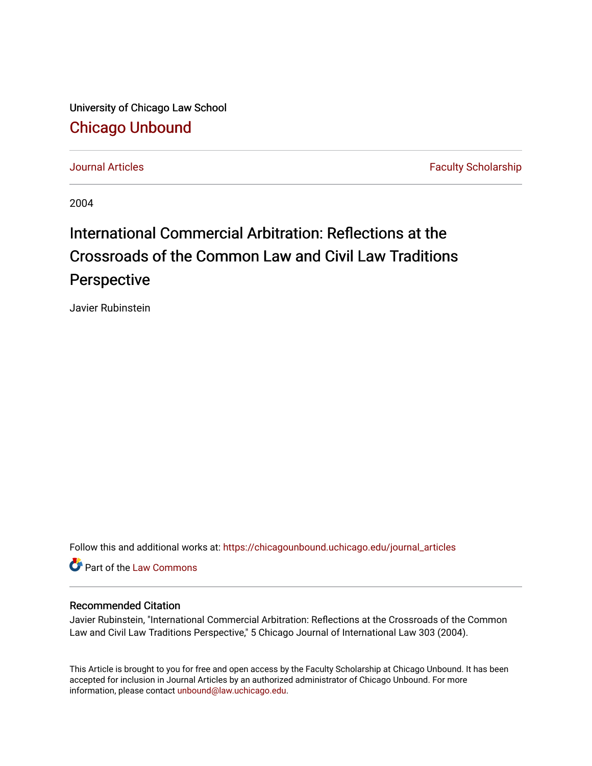University of Chicago Law School

# Chicago Unbound

Journal Articles | Faculty Scholarship

2004

## International Commercial Arbitration: Reflections at the Crossroads of the Common Law and Civil Law Traditions Perspective

Javier Rubinstein

Follow this and additional works at: https://chicagounbound.uchicago.edu/journal_articles

Part of the Law Commons

### Recommended Citation

Javier Rubinstein, "International Commercial Arbitration: Reflections at the Crossroads of the Common Law and Civil Law Traditions Perspective," 5 Chicago Journal of International Law 303 (2004).

This Article is brought to you for free and open access by the Faculty Scholarship at Chicago Unbound. It has been accepted for inclusion in Journal Articles by an authorized administrator of Chicago Unbound. For more information, please contact unbound@law.uchicago.edu.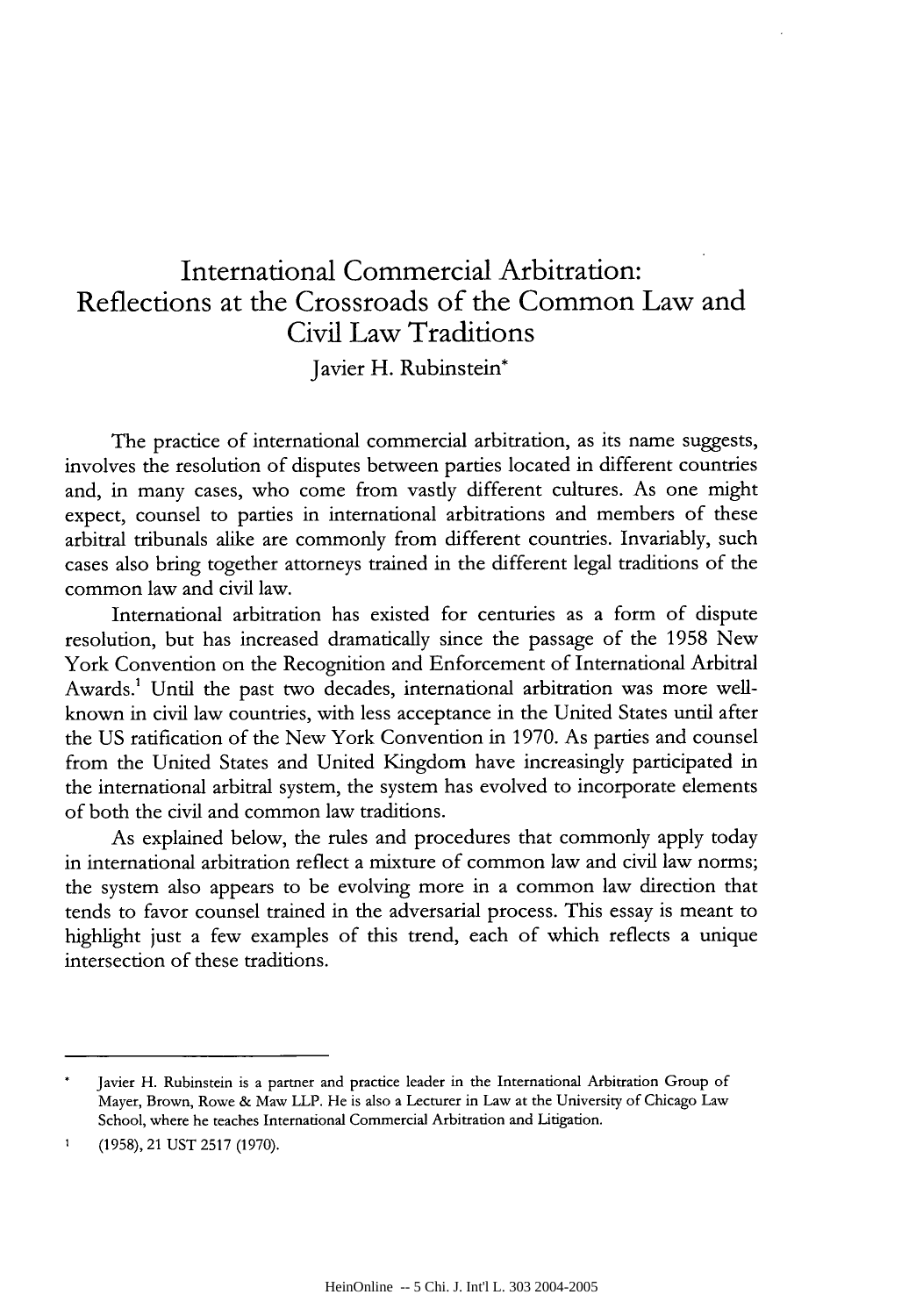# International Commercial Arbitration: Reflections at the Crossroads of the Common Law and Civil Law Traditions

Javier H. Rubinstein*

The practice of international commercial arbitration, as its name suggests, involves the resolution of disputes between parties located in different countries and, in many cases, who come from vastly different cultures. As one might expect, counsel to parties in international arbitrations and members of these arbitral tribunals alike are commonly from different countries. Invariably, such cases also bring together attorneys trained in the different legal traditions of the common law and civil law.

International arbitration has existed for centuries as a form of dispute resolution, but has increased dramatically since the passage of the 1958 New York Convention on the Recognition and Enforcement of International Arbitral Awards.[1] Until the past two decades, international arbitration was more well-known in civil law countries, with less acceptance in the United States until after the US ratification of the New York Convention in 1970. As parties and counsel from the United States and United Kingdom have increasingly participated in the international arbitral system, the system has evolved to incorporate elements of both the civil and common law traditions.

As explained below, the rules and procedures that commonly apply today in international arbitration reflect a mixture of common law and civil law norms; the system also appears to be evolving more in a common law direction that tends to favor counsel trained in the adversarial process. This essay is meant to highlight just a few examples of this trend, each of which reflects a unique intersection of these traditions.

---

* Javier H. Rubinstein is a partner and practice leader in the International Arbitration Group of Mayer, Brown, Rowe & Maw LLP. He is also a Lecturer in Law at the University of Chicago Law School, where he teaches International Commercial Arbitration and Litigation.

1 (1958), 21 UST 2517 (1970).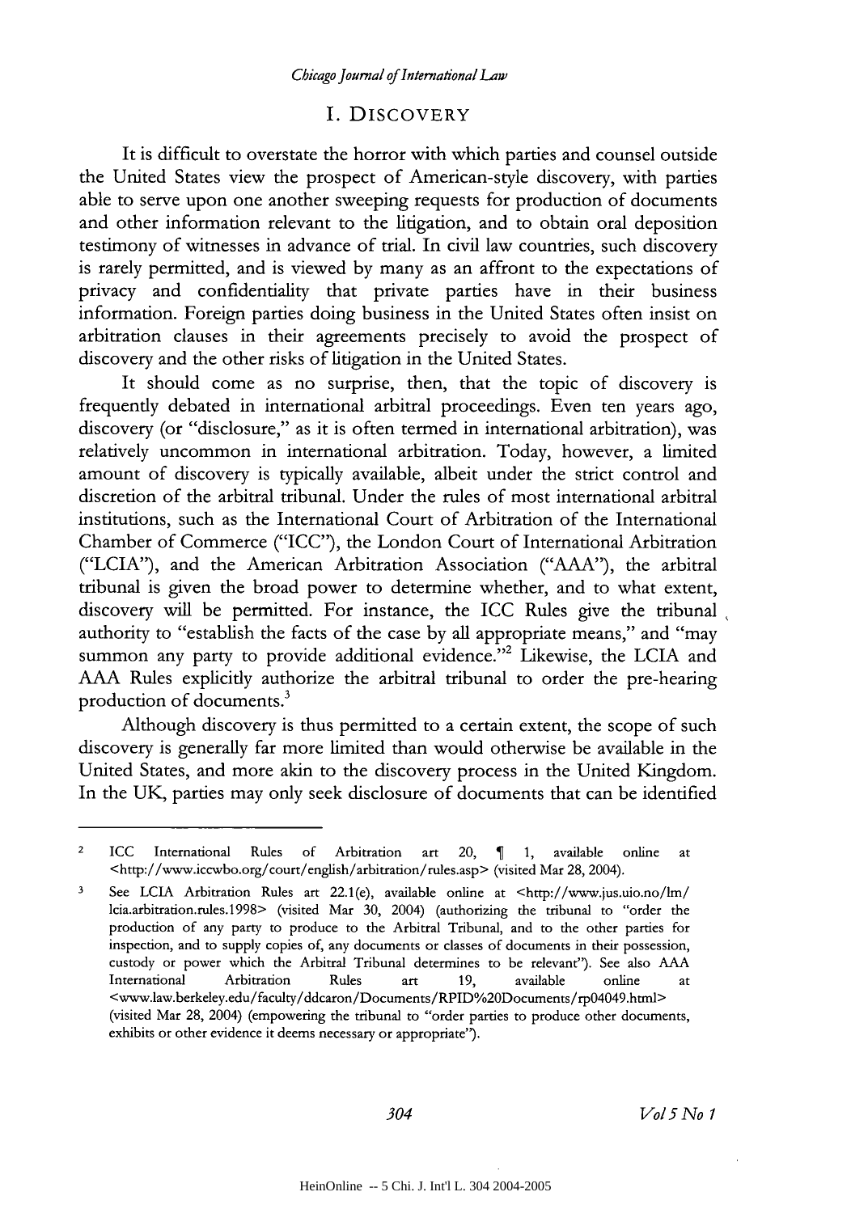## I. DISCOVERY

It is difficult to overstate the horror with which parties and counsel outside the United States view the prospect of American-style discovery, with parties able to serve upon one another sweeping requests for production of documents and other information relevant to the litigation, and to obtain oral deposition testimony of witnesses in advance of trial. In civil law countries, such discovery is rarely permitted, and is viewed by many as an affront to the expectations of privacy and confidentiality that private parties have in their business information. Foreign parties doing business in the United States often insist on arbitration clauses in their agreements precisely to avoid the prospect of discovery and the other risks of litigation in the United States.

It should come as no surprise, then, that the topic of discovery is frequently debated in international arbitral proceedings. Even ten years ago, discovery (or "disclosure," as it is often termed in international arbitration), was relatively uncommon in international arbitration. Today, however, a limited amount of discovery is typically available, albeit under the strict control and discretion of the arbitral tribunal. Under the rules of most international arbitral institutions, such as the International Court of Arbitration of the International Chamber of Commerce ("ICC"), the London Court of International Arbitration ("LCIA"), and the American Arbitration Association ("AAA"), the arbitral tribunal is given the broad power to determine whether, and to what extent, discovery will be permitted. For instance, the ICC Rules give the tribunal authority to "establish the facts of the case by all appropriate means," and "may summon any party to provide additional evidence."[2] Likewise, the LCIA and AAA Rules explicitly authorize the arbitral tribunal to order the pre-hearing production of documents.[3]

Although discovery is thus permitted to a certain extent, the scope of such discovery is generally far more limited than would otherwise be available in the United States, and more akin to the discovery process in the United Kingdom. In the UK, parties may only seek disclosure of documents that can be identified

---

[2] ICC International Rules of Arbitration art 20, ¶ 1, available online at <http://www.iccwbo.org/court/english/arbitration/rules.asp> (visited Mar 28, 2004).

[3] See LCIA Arbitration Rules art 22.1(e), available online at <http://www.jus.uio.no/lm/lcia.arbitration.rules.1998> (visited Mar 30, 2004) (authorizing the tribunal to "order the production of any party to produce to the Arbitral Tribunal, and to the other parties for inspection, and to supply copies of, any documents or classes of documents in their possession, custody or power which the Arbitral Tribunal determines to be relevant"). See also AAA International Arbitration Rules art 19, available online at <www.law.berkeley.edu/faculty/ddcaron/Documents/RPID%20Documents/rp04049.html> (visited Mar 28, 2004) (empowering the tribunal to "order parties to produce other documents, exhibits or other evidence it deems necessary or appropriate").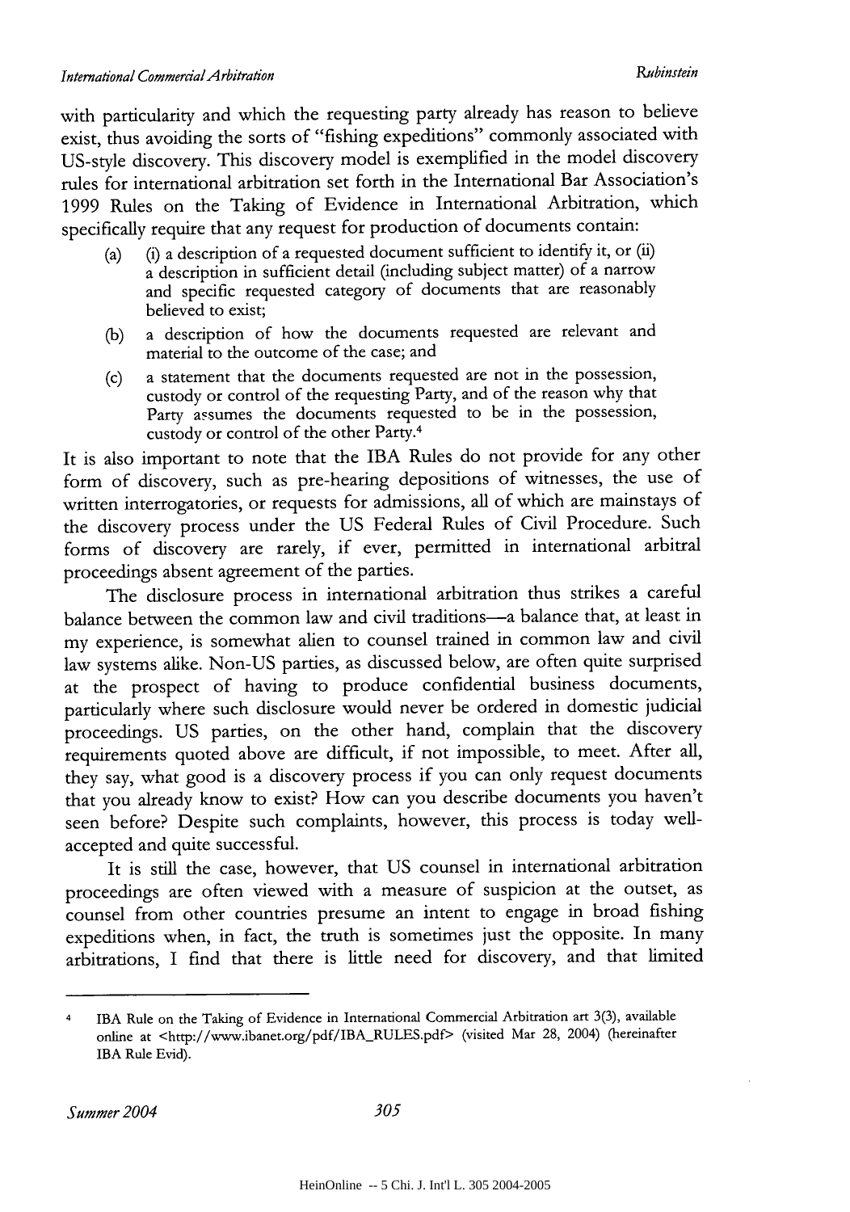with particularity and which the requesting party already has reason to believe exist, thus avoiding the sorts of "fishing expeditions" commonly associated with US-style discovery. This discovery model is exemplified in the model discovery rules for international arbitration set forth in the International Bar Association's 1999 Rules on the Taking of Evidence in International Arbitration, which specifically require that any request for production of documents contain:

> (a) (i) a description of a requested document sufficient to identify it, or (ii) a description in sufficient detail (including subject matter) of a narrow and specific requested category of documents that are reasonably believed to exist;
>
> (b) a description of how the documents requested are relevant and material to the outcome of the case; and
>
> (c) a statement that the documents requested are not in the possession, custody or control of the requesting Party, and of the reason why that Party assumes the documents requested to be in the possession, custody or control of the other Party.[4]

It is also important to note that the IBA Rules do not provide for any other form of discovery, such as pre-hearing depositions of witnesses, the use of written interrogatories, or requests for admissions, all of which are mainstays of the discovery process under the US Federal Rules of Civil Procedure. Such forms of discovery are rarely, if ever, permitted in international arbitral proceedings absent agreement of the parties.

The disclosure process in international arbitration thus strikes a careful balance between the common law and civil traditions—a balance that, at least in my experience, is somewhat alien to counsel trained in common law and civil law systems alike. Non-US parties, as discussed below, are often quite surprised at the prospect of having to produce confidential business documents, particularly where such disclosure would never be ordered in domestic judicial proceedings. US parties, on the other hand, complain that the discovery requirements quoted above are difficult, if not impossible, to meet. After all, they say, what good is a discovery process if you can only request documents that you already know to exist? How can you describe documents you haven't seen before? Despite such complaints, however, this process is today well-accepted and quite successful.

It is still the case, however, that US counsel in international arbitration proceedings are often viewed with a measure of suspicion at the outset, as counsel from other countries presume an intent to engage in broad fishing expeditions when, in fact, the truth is sometimes just the opposite. In many arbitrations, I find that there is little need for discovery, and that limited

---

[4] IBA Rule on the Taking of Evidence in International Commercial Arbitration art 3(3), available online at <http://www.ibanet.org/pdf/IBA_RULES.pdf> (visited Mar 28, 2004) (hereinafter IBA Rule Evid).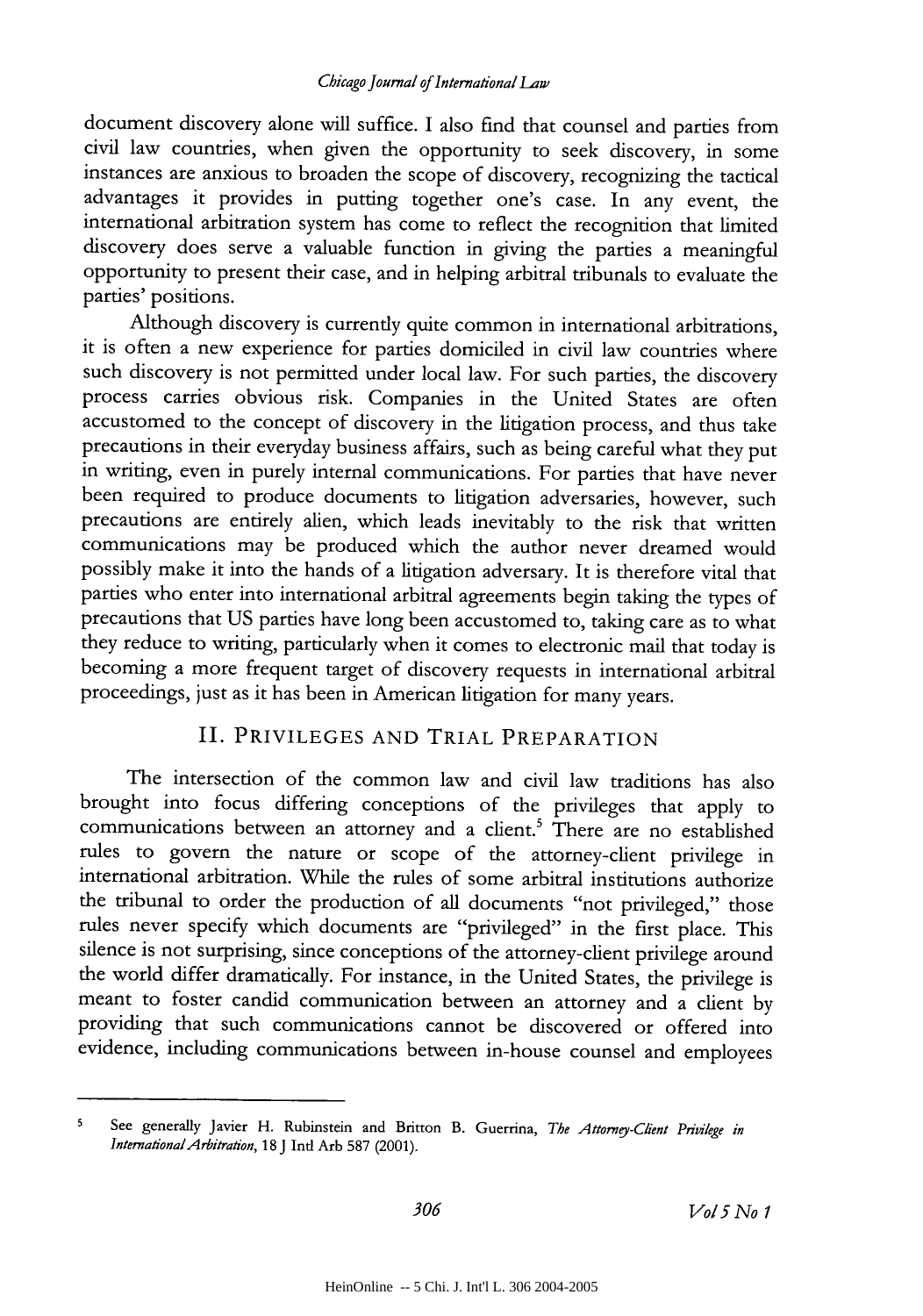document discovery alone will suffice. I also find that counsel and parties from civil law countries, when given the opportunity to seek discovery, in some instances are anxious to broaden the scope of discovery, recognizing the tactical advantages it provides in putting together one's case. In any event, the international arbitration system has come to reflect the recognition that limited discovery does serve a valuable function in giving the parties a meaningful opportunity to present their case, and in helping arbitral tribunals to evaluate the parties' positions.

Although discovery is currently quite common in international arbitrations, it is often a new experience for parties domiciled in civil law countries where such discovery is not permitted under local law. For such parties, the discovery process carries obvious risk. Companies in the United States are often accustomed to the concept of discovery in the litigation process, and thus take precautions in their everyday business affairs, such as being careful what they put in writing, even in purely internal communications. For parties that have never been required to produce documents to litigation adversaries, however, such precautions are entirely alien, which leads inevitably to the risk that written communications may be produced which the author never dreamed would possibly make it into the hands of a litigation adversary. It is therefore vital that parties who enter into international arbitral agreements begin taking the types of precautions that US parties have long been accustomed to, taking care as to what they reduce to writing, particularly when it comes to electronic mail that today is becoming a more frequent target of discovery requests in international arbitral proceedings, just as it has been in American litigation for many years.

## II. PRIVILEGES AND TRIAL PREPARATION

The intersection of the common law and civil law traditions has also brought into focus differing conceptions of the privileges that apply to communications between an attorney and a client.[5] There are no established rules to govern the nature or scope of the attorney-client privilege in international arbitration. While the rules of some arbitral institutions authorize the tribunal to order the production of all documents "not privileged," those rules never specify which documents are "privileged" in the first place. This silence is not surprising, since conceptions of the attorney-client privilege around the world differ dramatically. For instance, in the United States, the privilege is meant to foster candid communication between an attorney and a client by providing that such communications cannot be discovered or offered into evidence, including communications between in-house counsel and employees

---

[5] See generally Javier H. Rubinstein and Britton B. Guerrina, *The Attorney-Client Privilege in International Arbitration*, 18 J Intl Arb 587 (2001).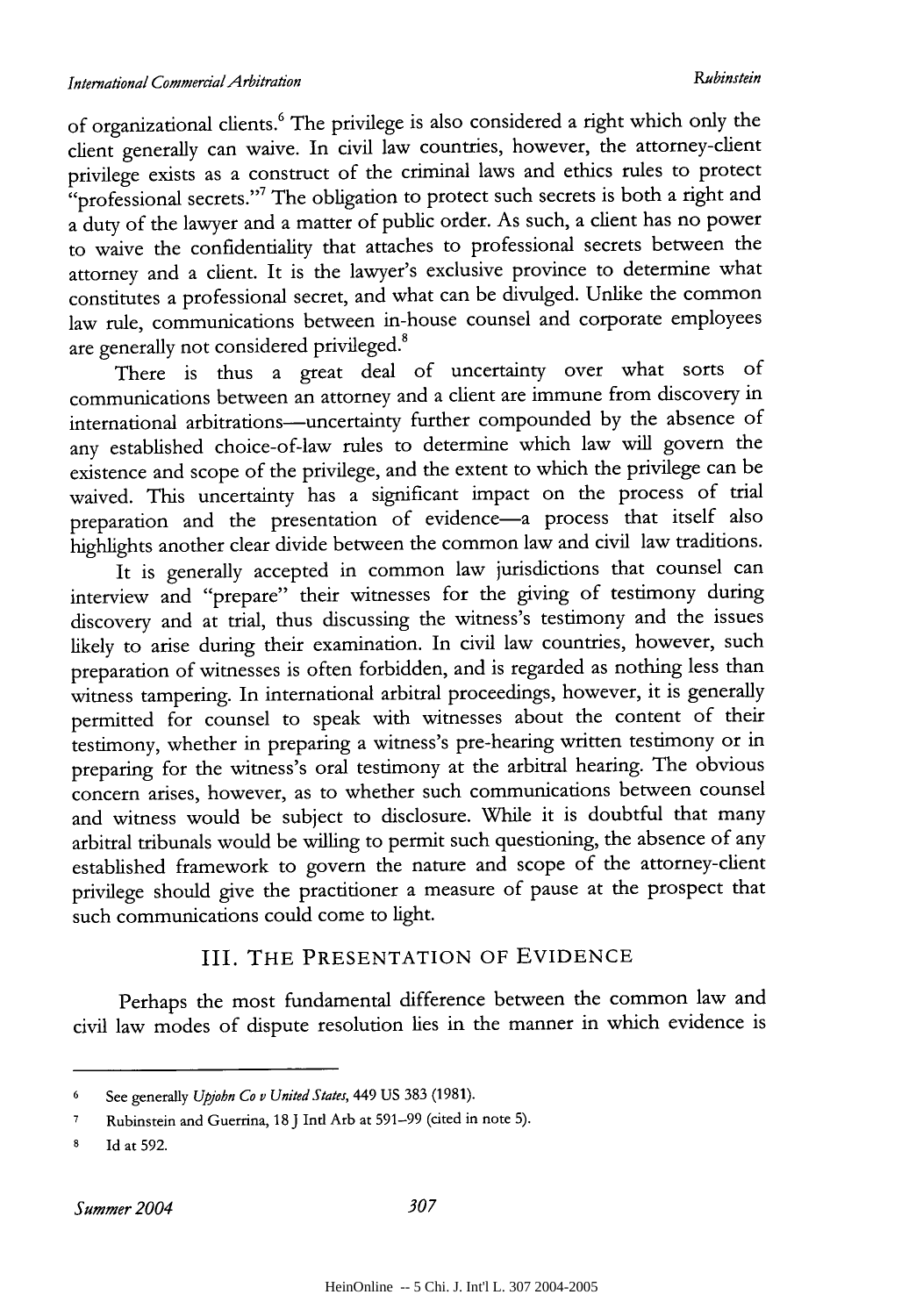of organizational clients.[6] The privilege is also considered a right which only the client generally can waive. In civil law countries, however, the attorney-client privilege exists as a construct of the criminal laws and ethics rules to protect "professional secrets."[7] The obligation to protect such secrets is both a right and a duty of the lawyer and a matter of public order. As such, a client has no power to waive the confidentiality that attaches to professional secrets between the attorney and a client. It is the lawyer's exclusive province to determine what constitutes a professional secret, and what can be divulged. Unlike the common law rule, communications between in-house counsel and corporate employees are generally not considered privileged.[8]

There is thus a great deal of uncertainty over what sorts of communications between an attorney and a client are immune from discovery in international arbitrations—uncertainty further compounded by the absence of any established choice-of-law rules to determine which law will govern the existence and scope of the privilege, and the extent to which the privilege can be waived. This uncertainty has a significant impact on the process of trial preparation and the presentation of evidence—a process that itself also highlights another clear divide between the common law and civil law traditions.

It is generally accepted in common law jurisdictions that counsel can interview and "prepare" their witnesses for the giving of testimony during discovery and at trial, thus discussing the witness's testimony and the issues likely to arise during their examination. In civil law countries, however, such preparation of witnesses is often forbidden, and is regarded as nothing less than witness tampering. In international arbitral proceedings, however, it is generally permitted for counsel to speak with witnesses about the content of their testimony, whether in preparing a witness's pre-hearing written testimony or in preparing for the witness's oral testimony at the arbitral hearing. The obvious concern arises, however, as to whether such communications between counsel and witness would be subject to disclosure. While it is doubtful that many arbitral tribunals would be willing to permit such questioning, the absence of any established framework to govern the nature and scope of the attorney-client privilege should give the practitioner a measure of pause at the prospect that such communications could come to light.

## III. THE PRESENTATION OF EVIDENCE

Perhaps the most fundamental difference between the common law and civil law modes of dispute resolution lies in the manner in which evidence is

---

6 See generally *Upjohn Co v United States*, 449 US 383 (1981).

7 Rubinstein and Guerrina, 18 J Intl Arb at 591–99 (cited in note 5).

8 Id at 592.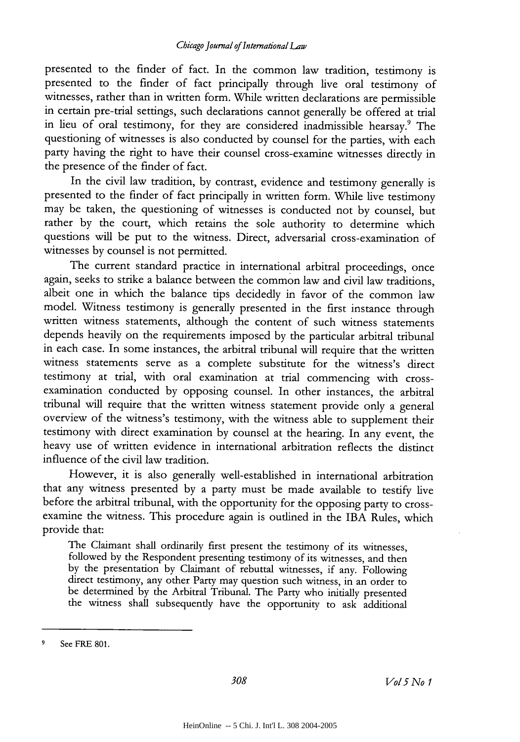presented to the finder of fact. In the common law tradition, testimony is presented to the finder of fact principally through live oral testimony of witnesses, rather than in written form. While written declarations are permissible in certain pre-trial settings, such declarations cannot generally be offered at trial in lieu of oral testimony, for they are considered inadmissible hearsay.[9] The questioning of witnesses is also conducted by counsel for the parties, with each party having the right to have their counsel cross-examine witnesses directly in the presence of the finder of fact.

In the civil law tradition, by contrast, evidence and testimony generally is presented to the finder of fact principally in written form. While live testimony may be taken, the questioning of witnesses is conducted not by counsel, but rather by the court, which retains the sole authority to determine which questions will be put to the witness. Direct, adversarial cross-examination of witnesses by counsel is not permitted.

The current standard practice in international arbitral proceedings, once again, seeks to strike a balance between the common law and civil law traditions, albeit one in which the balance tips decidedly in favor of the common law model. Witness testimony is generally presented in the first instance through written witness statements, although the content of such witness statements depends heavily on the requirements imposed by the particular arbitral tribunal in each case. In some instances, the arbitral tribunal will require that the written witness statements serve as a complete substitute for the witness's direct testimony at trial, with oral examination at trial commencing with cross-examination conducted by opposing counsel. In other instances, the arbitral tribunal will require that the written witness statement provide only a general overview of the witness's testimony, with the witness able to supplement their testimony with direct examination by counsel at the hearing. In any event, the heavy use of written evidence in international arbitration reflects the distinct influence of the civil law tradition.

However, it is also generally well-established in international arbitration that any witness presented by a party must be made available to testify live before the arbitral tribunal, with the opportunity for the opposing party to cross-examine the witness. This procedure again is outlined in the IBA Rules, which provide that:

> The Claimant shall ordinarily first present the testimony of its witnesses, followed by the Respondent presenting testimony of its witnesses, and then by the presentation by Claimant of rebuttal witnesses, if any. Following direct testimony, any other Party may question such witness, in an order to be determined by the Arbitral Tribunal. The Party who initially presented the witness shall subsequently have the opportunity to ask additional

---

[9] See FRE 801.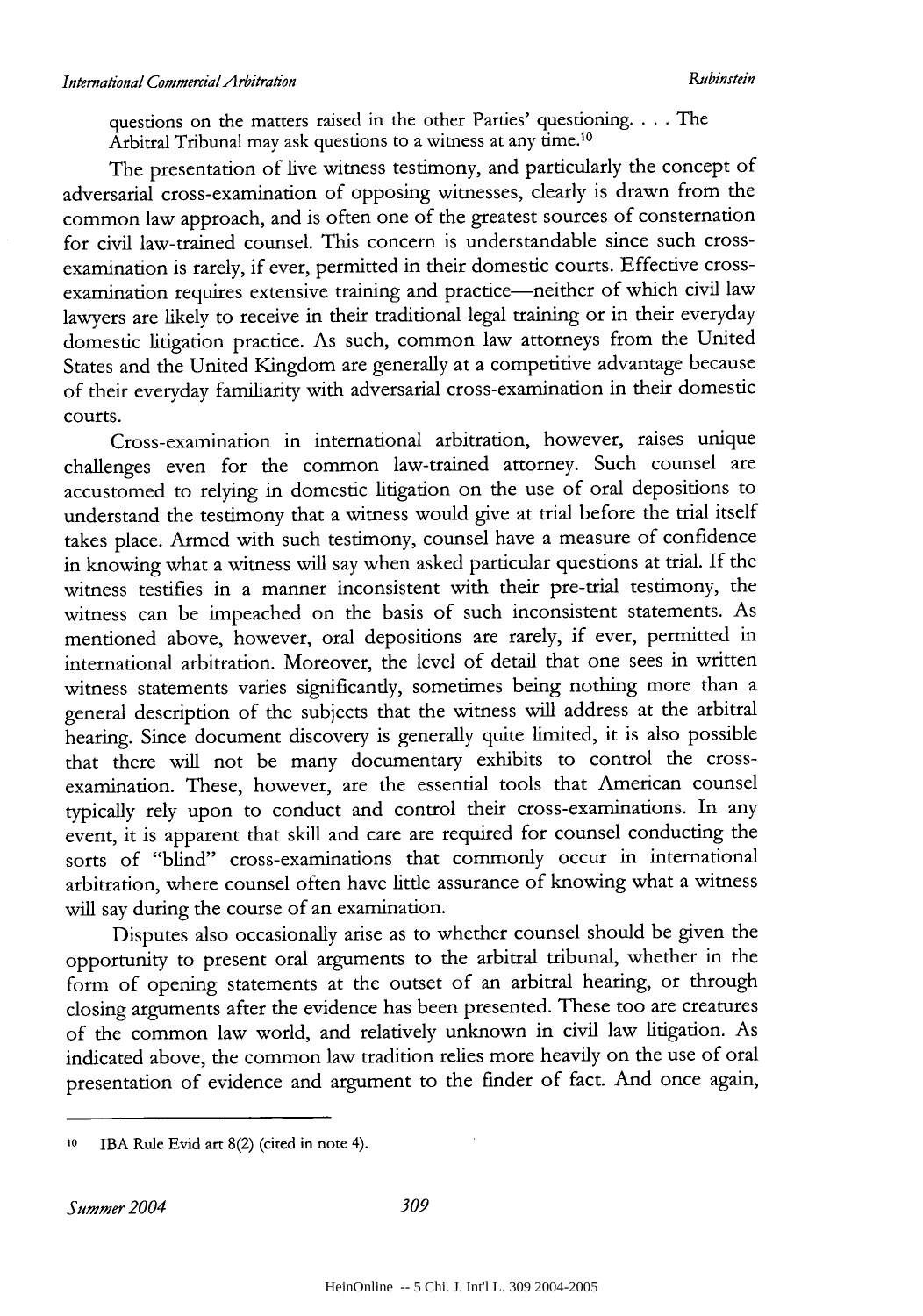questions on the matters raised in the other Parties' questioning. . . . The Arbitral Tribunal may ask questions to a witness at any time.[10]

The presentation of live witness testimony, and particularly the concept of adversarial cross-examination of opposing witnesses, clearly is drawn from the common law approach, and is often one of the greatest sources of consternation for civil law-trained counsel. This concern is understandable since such cross-examination is rarely, if ever, permitted in their domestic courts. Effective cross-examination requires extensive training and practice—neither of which civil law lawyers are likely to receive in their traditional legal training or in their everyday domestic litigation practice. As such, common law attorneys from the United States and the United Kingdom are generally at a competitive advantage because of their everyday familiarity with adversarial cross-examination in their domestic courts.

Cross-examination in international arbitration, however, raises unique challenges even for the common law-trained attorney. Such counsel are accustomed to relying in domestic litigation on the use of oral depositions to understand the testimony that a witness would give at trial before the trial itself takes place. Armed with such testimony, counsel have a measure of confidence in knowing what a witness will say when asked particular questions at trial. If the witness testifies in a manner inconsistent with their pre-trial testimony, the witness can be impeached on the basis of such inconsistent statements. As mentioned above, however, oral depositions are rarely, if ever, permitted in international arbitration. Moreover, the level of detail that one sees in written witness statements varies significantly, sometimes being nothing more than a general description of the subjects that the witness will address at the arbitral hearing. Since document discovery is generally quite limited, it is also possible that there will not be many documentary exhibits to control the cross-examination. These, however, are the essential tools that American counsel typically rely upon to conduct and control their cross-examinations. In any event, it is apparent that skill and care are required for counsel conducting the sorts of "blind" cross-examinations that commonly occur in international arbitration, where counsel often have little assurance of knowing what a witness will say during the course of an examination.

Disputes also occasionally arise as to whether counsel should be given the opportunity to present oral arguments to the arbitral tribunal, whether in the form of opening statements at the outset of an arbitral hearing, or through closing arguments after the evidence has been presented. These too are creatures of the common law world, and relatively unknown in civil law litigation. As indicated above, the common law tradition relies more heavily on the use of oral presentation of evidence and argument to the finder of fact. And once again,

---

[10] IBA Rule Evid art 8(2) (cited in note 4).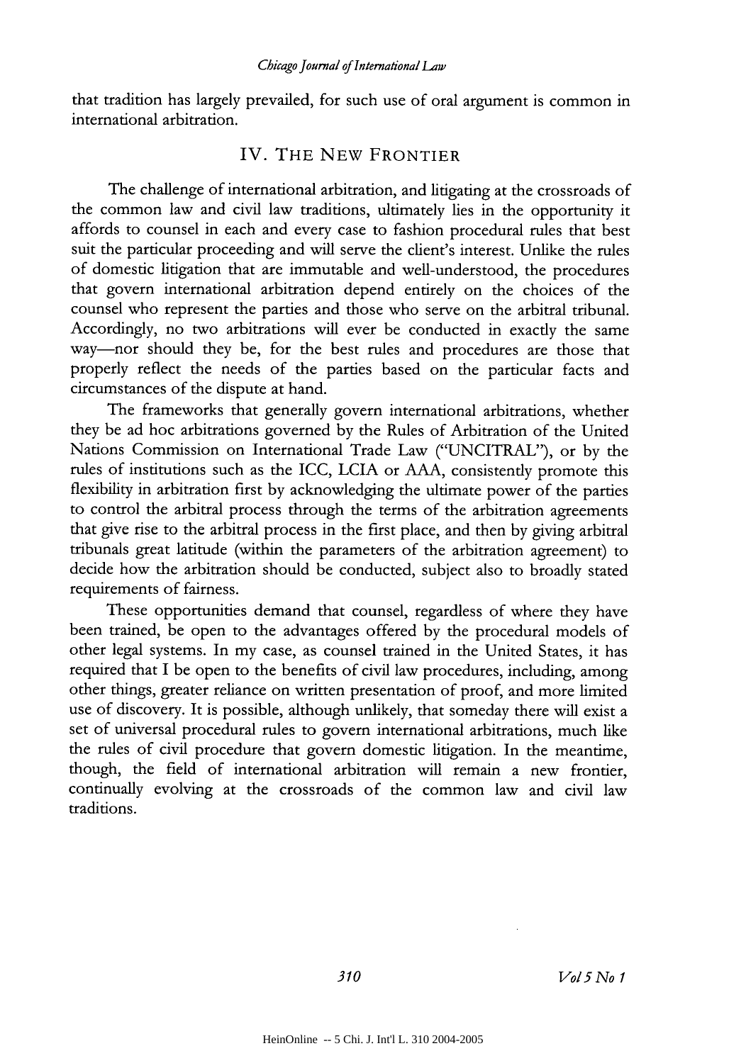that tradition has largely prevailed, for such use of oral argument is common in international arbitration.

## IV. THE NEW FRONTIER

The challenge of international arbitration, and litigating at the crossroads of the common law and civil law traditions, ultimately lies in the opportunity it affords to counsel in each and every case to fashion procedural rules that best suit the particular proceeding and will serve the client's interest. Unlike the rules of domestic litigation that are immutable and well-understood, the procedures that govern international arbitration depend entirely on the choices of the counsel who represent the parties and those who serve on the arbitral tribunal. Accordingly, no two arbitrations will ever be conducted in exactly the same way—nor should they be, for the best rules and procedures are those that properly reflect the needs of the parties based on the particular facts and circumstances of the dispute at hand.

The frameworks that generally govern international arbitrations, whether they be ad hoc arbitrations governed by the Rules of Arbitration of the United Nations Commission on International Trade Law ("UNCITRAL"), or by the rules of institutions such as the ICC, LCIA or AAA, consistently promote this flexibility in arbitration first by acknowledging the ultimate power of the parties to control the arbitral process through the terms of the arbitration agreements that give rise to the arbitral process in the first place, and then by giving arbitral tribunals great latitude (within the parameters of the arbitration agreement) to decide how the arbitration should be conducted, subject also to broadly stated requirements of fairness.

These opportunities demand that counsel, regardless of where they have been trained, be open to the advantages offered by the procedural models of other legal systems. In my case, as counsel trained in the United States, it has required that I be open to the benefits of civil law procedures, including, among other things, greater reliance on written presentation of proof, and more limited use of discovery. It is possible, although unlikely, that someday there will exist a set of universal procedural rules to govern international arbitrations, much like the rules of civil procedure that govern domestic litigation. In the meantime, though, the field of international arbitration will remain a new frontier, continually evolving at the crossroads of the common law and civil law traditions.